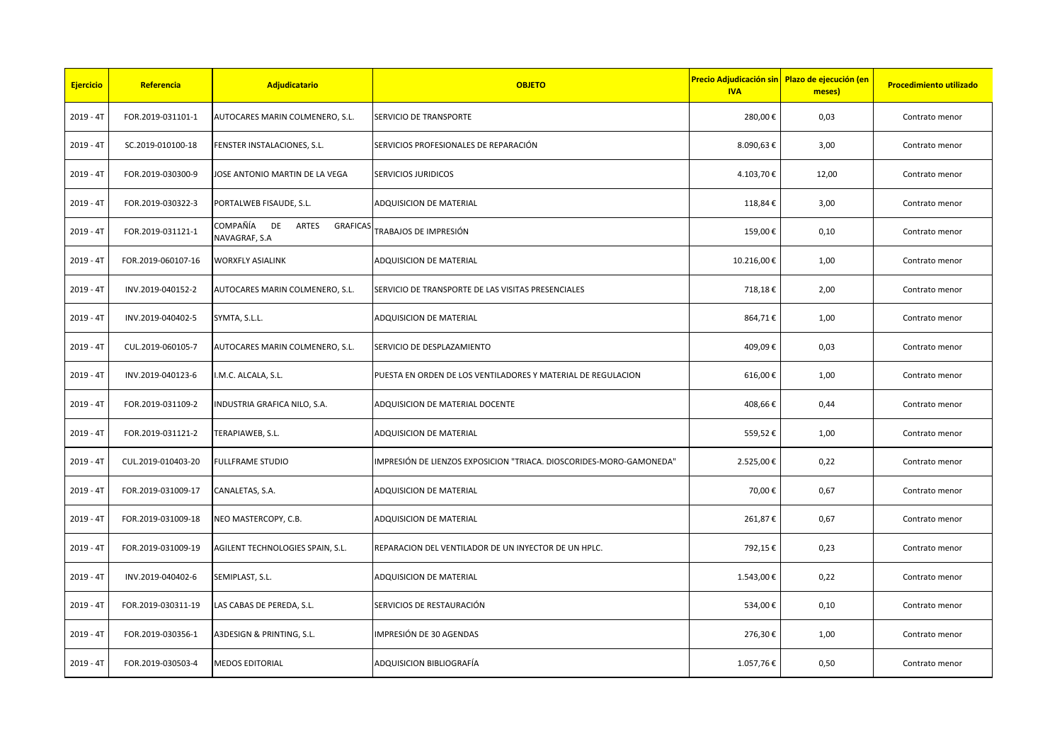| Ejercicio | Referencia | Adjudicatario | OBJETO | Precio Adjudicación sin IVA | Plazo de ejecución (en meses) | Procedimiento utilizado |
|---|---|---|---|---|---|---|
| 2019 - 4T | FOR.2019-031101-1 | AUTOCARES MARIN COLMENERO, S.L. | SERVICIO DE TRANSPORTE | 280,00 € | 0,03 | Contrato menor |
| 2019 - 4T | SC.2019-010100-18 | FENSTER INSTALACIONES, S.L. | SERVICIOS PROFESIONALES DE REPARACIÓN | 8.090,63 € | 3,00 | Contrato menor |
| 2019 - 4T | FOR.2019-030300-9 | JOSE ANTONIO MARTIN DE LA VEGA | SERVICIOS JURIDICOS | 4.103,70 € | 12,00 | Contrato menor |
| 2019 - 4T | FOR.2019-030322-3 | PORTALWEB FISAUDE, S.L. | ADQUISICION DE MATERIAL | 118,84 € | 3,00 | Contrato menor |
| 2019 - 4T | FOR.2019-031121-1 | COMPAÑÍA DE ARTES GRAFICAS NAVAGRAF, S.A | TRABAJOS DE IMPRESIÓN | 159,00 € | 0,10 | Contrato menor |
| 2019 - 4T | FOR.2019-060107-16 | WORXFLY ASIALINK | ADQUISICION DE MATERIAL | 10.216,00 € | 1,00 | Contrato menor |
| 2019 - 4T | INV.2019-040152-2 | AUTOCARES MARIN COLMENERO, S.L. | SERVICIO DE TRANSPORTE DE LAS VISITAS PRESENCIALES | 718,18 € | 2,00 | Contrato menor |
| 2019 - 4T | INV.2019-040402-5 | SYMTA, S.L.L. | ADQUISICION DE MATERIAL | 864,71 € | 1,00 | Contrato menor |
| 2019 - 4T | CUL.2019-060105-7 | AUTOCARES MARIN COLMENERO, S.L. | SERVICIO DE DESPLAZAMIENTO | 409,09 € | 0,03 | Contrato menor |
| 2019 - 4T | INV.2019-040123-6 | I.M.C. ALCALA, S.L. | PUESTA EN ORDEN DE LOS VENTILADORES Y MATERIAL DE REGULACION | 616,00 € | 1,00 | Contrato menor |
| 2019 - 4T | FOR.2019-031109-2 | INDUSTRIA GRAFICA NILO, S.A. | ADQUISICION DE MATERIAL DOCENTE | 408,66 € | 0,44 | Contrato menor |
| 2019 - 4T | FOR.2019-031121-2 | TERAPIAWEB, S.L. | ADQUISICION DE MATERIAL | 559,52 € | 1,00 | Contrato menor |
| 2019 - 4T | CUL.2019-010403-20 | FULLFRAME STUDIO | IMPRESIÓN DE LIENZOS EXPOSICION "TRIACA. DIOSCORIDES-MORO-GAMONEDA" | 2.525,00 € | 0,22 | Contrato menor |
| 2019 - 4T | FOR.2019-031009-17 | CANALETAS, S.A. | ADQUISICION DE MATERIAL | 70,00 € | 0,67 | Contrato menor |
| 2019 - 4T | FOR.2019-031009-18 | NEO MASTERCOPY, C.B. | ADQUISICION DE MATERIAL | 261,87 € | 0,67 | Contrato menor |
| 2019 - 4T | FOR.2019-031009-19 | AGILENT TECHNOLOGIES SPAIN, S.L. | REPARACION DEL VENTILADOR DE UN INYECTOR DE UN HPLC. | 792,15 € | 0,23 | Contrato menor |
| 2019 - 4T | INV.2019-040402-6 | SEMIPLAST, S.L. | ADQUISICION DE MATERIAL | 1.543,00 € | 0,22 | Contrato menor |
| 2019 - 4T | FOR.2019-030311-19 | LAS CABAS DE PEREDA, S.L. | SERVICIOS DE RESTAURACIÓN | 534,00 € | 0,10 | Contrato menor |
| 2019 - 4T | FOR.2019-030356-1 | A3DESIGN & PRINTING, S.L. | IMPRESIÓN DE 30 AGENDAS | 276,30 € | 1,00 | Contrato menor |
| 2019 - 4T | FOR.2019-030503-4 | MEDOS EDITORIAL | ADQUISICION BIBLIOGRAFÍA | 1.057,76 € | 0,50 | Contrato menor |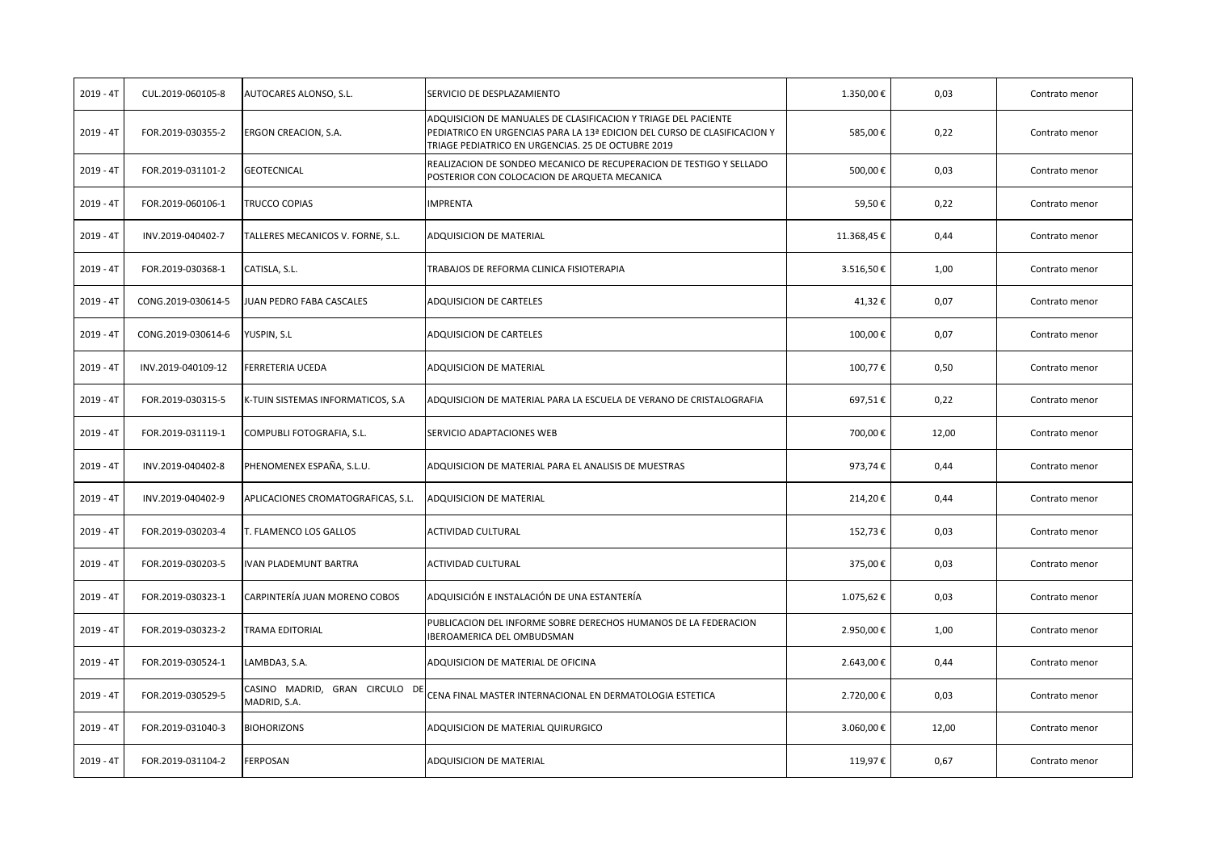| 2019 - 4T | CUL.2019-060105-8 | AUTOCARES ALONSO, S.L. | SERVICIO DE DESPLAZAMIENTO | 1.350,00 € | 0,03 | Contrato menor |
|---|---|---|---|---|---|---|
| 2019 - 4T | FOR.2019-030355-2 | ERGON CREACION, S.A. | ADQUISICION DE MANUALES DE CLASIFICACION Y TRIAGE DEL PACIENTE PEDIATRICO EN URGENCIAS PARA LA 13ª EDICION DEL CURSO DE CLASIFICACION Y TRIAGE PEDIATRICO EN URGENCIAS. 25 DE OCTUBRE 2019 | 585,00 € | 0,22 | Contrato menor |
| 2019 - 4T | FOR.2019-031101-2 | GEOTECNICAL | REALIZACION DE SONDEO MECANICO DE RECUPERACION DE TESTIGO Y SELLADO POSTERIOR CON COLOCACION DE ARQUETA MECANICA | 500,00 € | 0,03 | Contrato menor |
| 2019 - 4T | FOR.2019-060106-1 | TRUCCO COPIAS | IMPRENTA | 59,50 € | 0,22 | Contrato menor |
| 2019 - 4T | INV.2019-040402-7 | TALLERES MECANICOS V. FORNE, S.L. | ADQUISICION DE MATERIAL | 11.368,45 € | 0,44 | Contrato menor |
| 2019 - 4T | FOR.2019-030368-1 | CATISLA, S.L. | TRABAJOS DE REFORMA CLINICA FISIOTERAPIA | 3.516,50 € | 1,00 | Contrato menor |
| 2019 - 4T | CONG.2019-030614-5 | JUAN PEDRO FABA CASCALES | ADQUISICION DE CARTELES | 41,32 € | 0,07 | Contrato menor |
| 2019 - 4T | CONG.2019-030614-6 | YUSPIN, S.L | ADQUISICION DE CARTELES | 100,00 € | 0,07 | Contrato menor |
| 2019 - 4T | INV.2019-040109-12 | FERRETERIA UCEDA | ADQUISICION DE MATERIAL | 100,77 € | 0,50 | Contrato menor |
| 2019 - 4T | FOR.2019-030315-5 | K-TUIN SISTEMAS INFORMATICOS, S.A | ADQUISICION DE MATERIAL PARA LA ESCUELA DE VERANO DE CRISTALOGRAFIA | 697,51 € | 0,22 | Contrato menor |
| 2019 - 4T | FOR.2019-031119-1 | COMPUBLI FOTOGRAFIA, S.L. | SERVICIO ADAPTACIONES WEB | 700,00 € | 12,00 | Contrato menor |
| 2019 - 4T | INV.2019-040402-8 | PHENOMENEX ESPAÑA, S.L.U. | ADQUISICION DE MATERIAL PARA EL ANALISIS DE MUESTRAS | 973,74 € | 0,44 | Contrato menor |
| 2019 - 4T | INV.2019-040402-9 | APLICACIONES CROMATOGRAFICAS, S.L. | ADQUISICION DE MATERIAL | 214,20 € | 0,44 | Contrato menor |
| 2019 - 4T | FOR.2019-030203-4 | T. FLAMENCO LOS GALLOS | ACTIVIDAD CULTURAL | 152,73 € | 0,03 | Contrato menor |
| 2019 - 4T | FOR.2019-030203-5 | IVAN PLADEMUNT BARTRA | ACTIVIDAD CULTURAL | 375,00 € | 0,03 | Contrato menor |
| 2019 - 4T | FOR.2019-030323-1 | CARPINTERÍA JUAN MORENO COBOS | ADQUISICIÓN E INSTALACIÓN DE UNA ESTANTERÍA | 1.075,62 € | 0,03 | Contrato menor |
| 2019 - 4T | FOR.2019-030323-2 | TRAMA EDITORIAL | PUBLICACION DEL INFORME SOBRE DERECHOS HUMANOS DE LA FEDERACION IBEROAMERICA DEL OMBUDSMAN | 2.950,00 € | 1,00 | Contrato menor |
| 2019 - 4T | FOR.2019-030524-1 | LAMBDA3, S.A. | ADQUISICION DE MATERIAL DE OFICINA | 2.643,00 € | 0,44 | Contrato menor |
| 2019 - 4T | FOR.2019-030529-5 | CASINO MADRID, GRAN CIRCULO DE MADRID, S.A. | CENA FINAL MASTER INTERNACIONAL EN DERMATOLOGIA ESTETICA | 2.720,00 € | 0,03 | Contrato menor |
| 2019 - 4T | FOR.2019-031040-3 | BIOHORIZONS | ADQUISICION DE MATERIAL QUIRURGICO | 3.060,00 € | 12,00 | Contrato menor |
| 2019 - 4T | FOR.2019-031104-2 | FERPOSAN | ADQUISICION DE MATERIAL | 119,97 € | 0,67 | Contrato menor |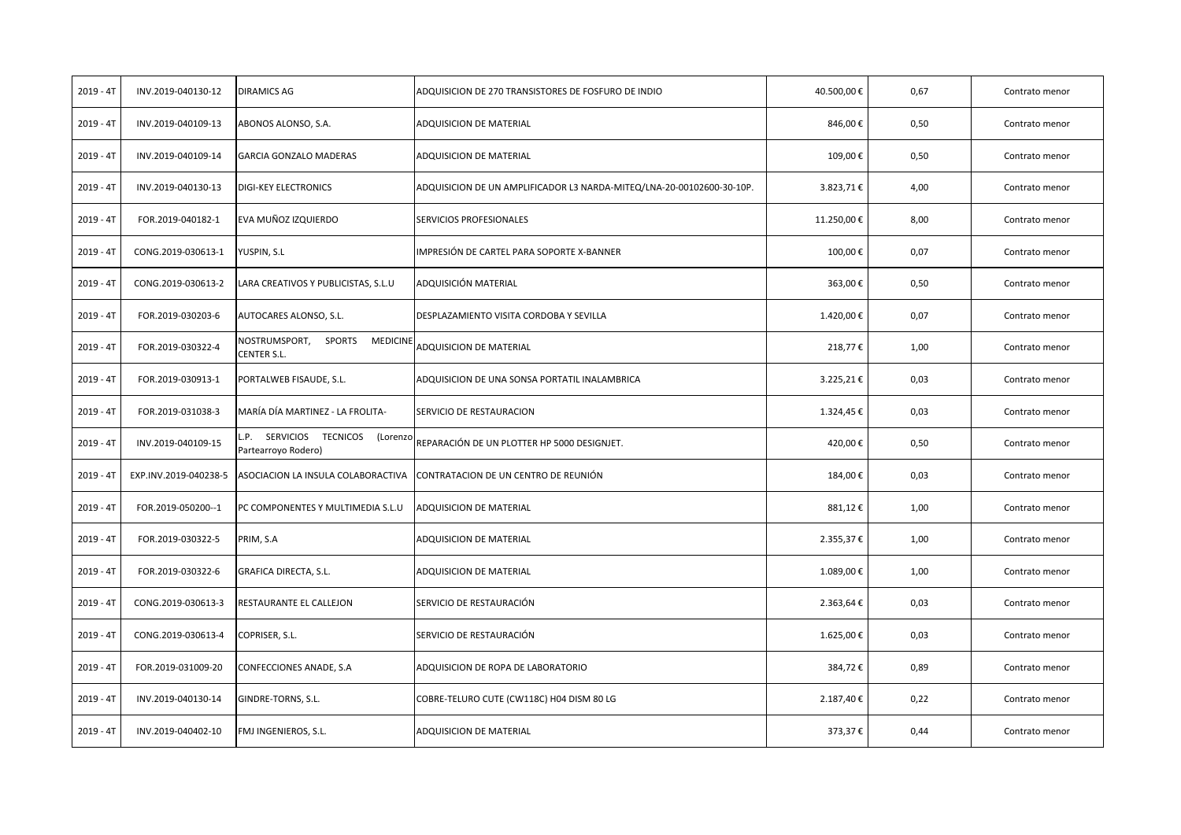| | | | | | | |
|---|---|---|---|---|---|---|
| 2019 - 4T | INV.2019-040130-12 | DIRAMICS AG | ADQUISICION DE 270 TRANSISTORES DE FOSFURO DE INDIO | 40.500,00 € | 0,67 | Contrato menor |
| 2019 - 4T | INV.2019-040109-13 | ABONOS ALONSO, S.A. | ADQUISICION DE MATERIAL | 846,00 € | 0,50 | Contrato menor |
| 2019 - 4T | INV.2019-040109-14 | GARCIA GONZALO MADERAS | ADQUISICION DE MATERIAL | 109,00 € | 0,50 | Contrato menor |
| 2019 - 4T | INV.2019-040130-13 | DIGI-KEY ELECTRONICS | ADQUISICION DE UN AMPLIFICADOR L3 NARDA-MITEQ/LNA-20-00102600-30-10P. | 3.823,71 € | 4,00 | Contrato menor |
| 2019 - 4T | FOR.2019-040182-1 | EVA MUÑOZ IZQUIERDO | SERVICIOS PROFESIONALES | 11.250,00 € | 8,00 | Contrato menor |
| 2019 - 4T | CONG.2019-030613-1 | YUSPIN, S.L | IMPRESIÓN DE CARTEL PARA SOPORTE X-BANNER | 100,00 € | 0,07 | Contrato menor |
| 2019 - 4T | CONG.2019-030613-2 | LARA CREATIVOS Y PUBLICISTAS, S.L.U | ADQUISICIÓN MATERIAL | 363,00 € | 0,50 | Contrato menor |
| 2019 - 4T | FOR.2019-030203-6 | AUTOCARES ALONSO, S.L. | DESPLAZAMIENTO VISITA CORDOBA Y SEVILLA | 1.420,00 € | 0,07 | Contrato menor |
| 2019 - 4T | FOR.2019-030322-4 | NOSTRUMSPORT, SPORTS MEDICINE CENTER S.L. | ADQUISICION DE MATERIAL | 218,77 € | 1,00 | Contrato menor |
| 2019 - 4T | FOR.2019-030913-1 | PORTALWEB FISAUDE, S.L. | ADQUISICION DE UNA SONSA PORTATIL INALAMBRICA | 3.225,21 € | 0,03 | Contrato menor |
| 2019 - 4T | FOR.2019-031038-3 | MARÍA DÍA MARTINEZ - LA FROLITA- | SERVICIO DE RESTAURACION | 1.324,45 € | 0,03 | Contrato menor |
| 2019 - 4T | INV.2019-040109-15 | L.P. SERVICIOS TECNICOS (Lorenzo Partearroyo Rodero) | REPARACIÓN DE UN PLOTTER HP 5000 DESIGNJET. | 420,00 € | 0,50 | Contrato menor |
| 2019 - 4T | EXP.INV.2019-040238-5 | ASOCIACION LA INSULA COLABORACTIVA | CONTRATACION DE UN CENTRO DE REUNIÓN | 184,00 € | 0,03 | Contrato menor |
| 2019 - 4T | FOR.2019-050200--1 | PC COMPONENTES Y MULTIMEDIA S.L.U | ADQUISICION DE MATERIAL | 881,12 € | 1,00 | Contrato menor |
| 2019 - 4T | FOR.2019-030322-5 | PRIM, S.A | ADQUISICION DE MATERIAL | 2.355,37 € | 1,00 | Contrato menor |
| 2019 - 4T | FOR.2019-030322-6 | GRAFICA DIRECTA, S.L. | ADQUISICION DE MATERIAL | 1.089,00 € | 1,00 | Contrato menor |
| 2019 - 4T | CONG.2019-030613-3 | RESTAURANTE EL CALLEJON | SERVICIO DE RESTAURACIÓN | 2.363,64 € | 0,03 | Contrato menor |
| 2019 - 4T | CONG.2019-030613-4 | COPRISER, S.L. | SERVICIO DE RESTAURACIÓN | 1.625,00 € | 0,03 | Contrato menor |
| 2019 - 4T | FOR.2019-031009-20 | CONFECCIONES ANADE, S.A | ADQUISICION DE ROPA DE LABORATORIO | 384,72 € | 0,89 | Contrato menor |
| 2019 - 4T | INV.2019-040130-14 | GINDRE-TORNS, S.L. | COBRE-TELURO CUTE (CW118C) H04 DISM 80 LG | 2.187,40 € | 0,22 | Contrato menor |
| 2019 - 4T | INV.2019-040402-10 | FMJ INGENIEROS, S.L. | ADQUISICION DE MATERIAL | 373,37 € | 0,44 | Contrato menor |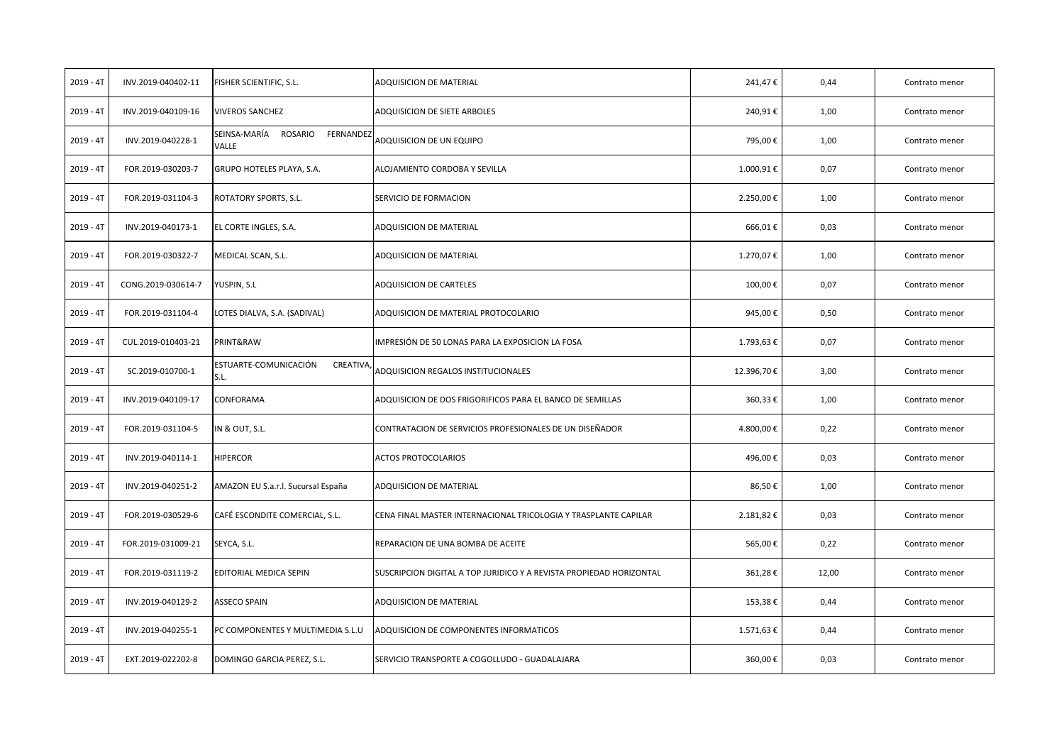| | | | | | | |
|---|---|---|---|---|---|---|
| 2019 - 4T | INV.2019-040402-11 | FISHER SCIENTIFIC, S.L. | ADQUISICION DE MATERIAL | 241,47 € | 0,44 | Contrato menor |
| 2019 - 4T | INV.2019-040109-16 | VIVEROS SANCHEZ | ADQUISICION DE SIETE ARBOLES | 240,91 € | 1,00 | Contrato menor |
| 2019 - 4T | INV.2019-040228-1 | SEINSA-MARÍA ROSARIO FERNANDEZ VALLE | ADQUISICION DE UN EQUIPO | 795,00 € | 1,00 | Contrato menor |
| 2019 - 4T | FOR.2019-030203-7 | GRUPO HOTELES PLAYA, S.A. | ALOJAMIENTO CORDOBA Y SEVILLA | 1.000,91 € | 0,07 | Contrato menor |
| 2019 - 4T | FOR.2019-031104-3 | ROTATORY SPORTS, S.L. | SERVICIO DE FORMACION | 2.250,00 € | 1,00 | Contrato menor |
| 2019 - 4T | INV.2019-040173-1 | EL CORTE INGLES, S.A. | ADQUISICION DE MATERIAL | 666,01 € | 0,03 | Contrato menor |
| 2019 - 4T | FOR.2019-030322-7 | MEDICAL SCAN, S.L. | ADQUISICION DE MATERIAL | 1.270,07 € | 1,00 | Contrato menor |
| 2019 - 4T | CONG.2019-030614-7 | YUSPIN, S.L | ADQUISICION DE CARTELES | 100,00 € | 0,07 | Contrato menor |
| 2019 - 4T | FOR.2019-031104-4 | LOTES DIALVA, S.A. (SADIVAL) | ADQUISICION DE MATERIAL PROTOCOLARIO | 945,00 € | 0,50 | Contrato menor |
| 2019 - 4T | CUL.2019-010403-21 | PRINT&RAW | IMPRESIÓN DE 50 LONAS PARA LA EXPOSICION LA FOSA | 1.793,63 € | 0,07 | Contrato menor |
| 2019 - 4T | SC.2019-010700-1 | ESTUARTE-COMUNICACIÓN CREATIVA, S.L. | ADQUISICION REGALOS INSTITUCIONALES | 12.396,70 € | 3,00 | Contrato menor |
| 2019 - 4T | INV.2019-040109-17 | CONFORAMA | ADQUISICION DE DOS FRIGORIFICOS PARA EL BANCO DE SEMILLAS | 360,33 € | 1,00 | Contrato menor |
| 2019 - 4T | FOR.2019-031104-5 | IN & OUT, S.L. | CONTRATACION DE SERVICIOS PROFESIONALES DE UN DISEÑADOR | 4.800,00 € | 0,22 | Contrato menor |
| 2019 - 4T | INV.2019-040114-1 | HIPERCOR | ACTOS PROTOCOLARIOS | 496,00 € | 0,03 | Contrato menor |
| 2019 - 4T | INV.2019-040251-2 | AMAZON EU S.a.r.l. Sucursal España | ADQUISICION DE MATERIAL | 86,50 € | 1,00 | Contrato menor |
| 2019 - 4T | FOR.2019-030529-6 | CAFÉ ESCONDITE COMERCIAL, S.L. | CENA FINAL MASTER INTERNACIONAL TRICOLOGIA Y TRASPLANTE CAPILAR | 2.181,82 € | 0,03 | Contrato menor |
| 2019 - 4T | FOR.2019-031009-21 | SEYCA, S.L. | REPARACION DE UNA BOMBA DE ACEITE | 565,00 € | 0,22 | Contrato menor |
| 2019 - 4T | FOR.2019-031119-2 | EDITORIAL MEDICA SEPIN | SUSCRIPCION DIGITAL A TOP JURIDICO Y A REVISTA PROPIEDAD HORIZONTAL | 361,28 € | 12,00 | Contrato menor |
| 2019 - 4T | INV.2019-040129-2 | ASSECO SPAIN | ADQUISICION DE MATERIAL | 153,38 € | 0,44 | Contrato menor |
| 2019 - 4T | INV.2019-040255-1 | PC COMPONENTES Y MULTIMEDIA S.L.U | ADQUISICION DE COMPONENTES INFORMATICOS | 1.571,63 € | 0,44 | Contrato menor |
| 2019 - 4T | EXT.2019-022202-8 | DOMINGO GARCIA PEREZ, S.L. | SERVICIO TRANSPORTE A COGOLLUDO - GUADALAJARA | 360,00 € | 0,03 | Contrato menor |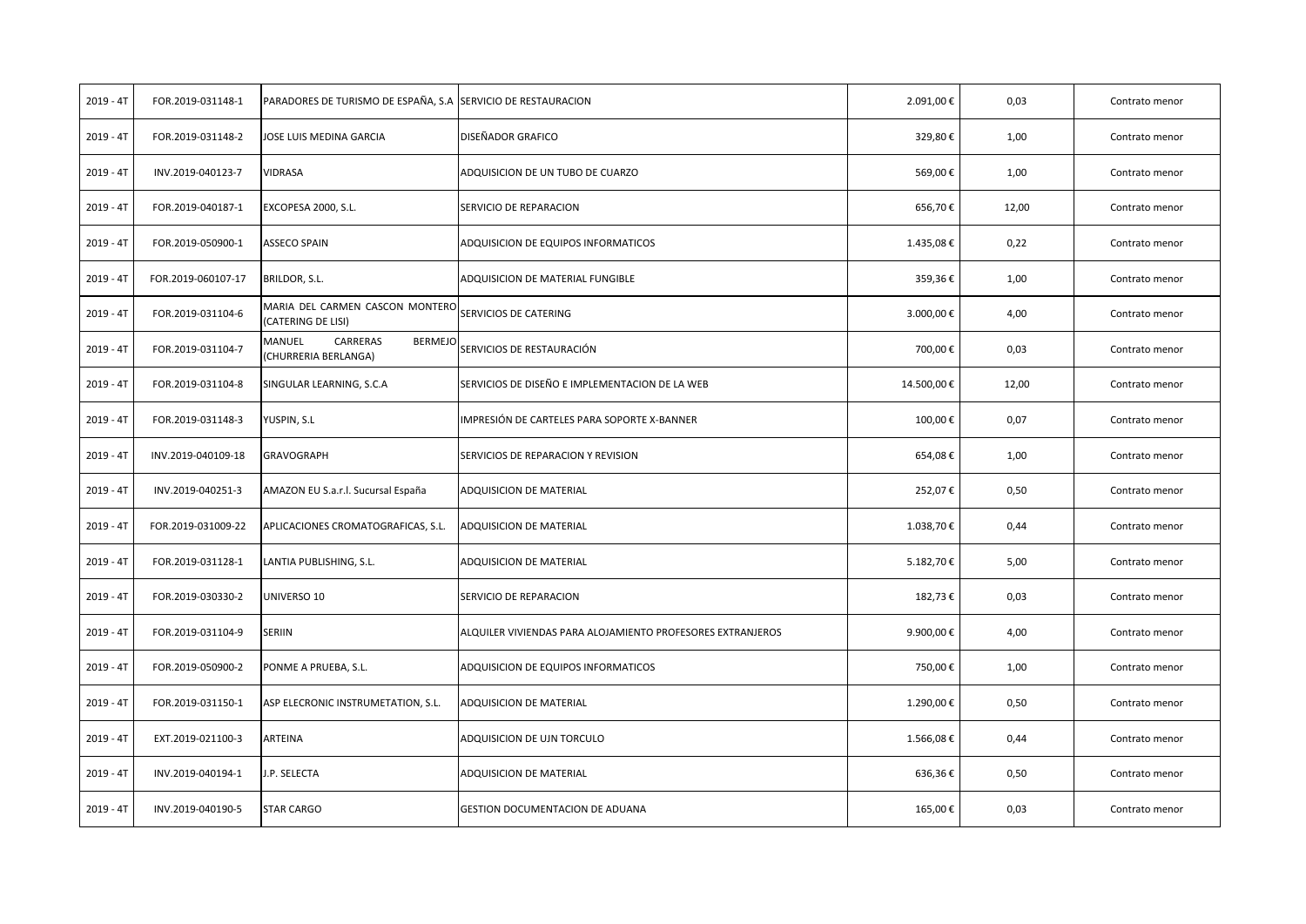| | | | | | | |
|---|---|---|---|---|---|---|
| 2019 - 4T | FOR.2019-031148-1 | PARADORES DE TURISMO DE ESPAÑA, S.A | SERVICIO DE RESTAURACION | 2.091,00 € | 0,03 | Contrato menor |
| 2019 - 4T | FOR.2019-031148-2 | JOSE LUIS MEDINA GARCIA | DISEÑADOR GRAFICO | 329,80 € | 1,00 | Contrato menor |
| 2019 - 4T | INV.2019-040123-7 | VIDRASA | ADQUISICION DE UN TUBO DE CUARZO | 569,00 € | 1,00 | Contrato menor |
| 2019 - 4T | FOR.2019-040187-1 | EXCOPESA 2000, S.L. | SERVICIO DE REPARACION | 656,70 € | 12,00 | Contrato menor |
| 2019 - 4T | FOR.2019-050900-1 | ASSECO SPAIN | ADQUISICION DE EQUIPOS INFORMATICOS | 1.435,08 € | 0,22 | Contrato menor |
| 2019 - 4T | FOR.2019-060107-17 | BRILDOR, S.L. | ADQUISICION DE MATERIAL FUNGIBLE | 359,36 € | 1,00 | Contrato menor |
| 2019 - 4T | FOR.2019-031104-6 | MARIA DEL CARMEN CASCON MONTERO (CATERING DE LISI) | SERVICIOS DE CATERING | 3.000,00 € | 4,00 | Contrato menor |
| 2019 - 4T | FOR.2019-031104-7 | MANUEL CARRERAS BERMEJO (CHURRERIA BERLANGA) | SERVICIOS DE RESTAURACIÓN | 700,00 € | 0,03 | Contrato menor |
| 2019 - 4T | FOR.2019-031104-8 | SINGULAR LEARNING, S.C.A | SERVICIOS DE DISEÑO E IMPLEMENTACION DE LA WEB | 14.500,00 € | 12,00 | Contrato menor |
| 2019 - 4T | FOR.2019-031148-3 | YUSPIN, S.L | IMPRESIÓN DE CARTELES PARA SOPORTE X-BANNER | 100,00 € | 0,07 | Contrato menor |
| 2019 - 4T | INV.2019-040109-18 | GRAVOGRAPH | SERVICIOS DE REPARACION Y REVISION | 654,08 € | 1,00 | Contrato menor |
| 2019 - 4T | INV.2019-040251-3 | AMAZON EU S.a.r.l. Sucursal España | ADQUISICION DE MATERIAL | 252,07 € | 0,50 | Contrato menor |
| 2019 - 4T | FOR.2019-031009-22 | APLICACIONES CROMATOGRAFICAS, S.L. | ADQUISICION DE MATERIAL | 1.038,70 € | 0,44 | Contrato menor |
| 2019 - 4T | FOR.2019-031128-1 | LANTIA PUBLISHING, S.L. | ADQUISICION DE MATERIAL | 5.182,70 € | 5,00 | Contrato menor |
| 2019 - 4T | FOR.2019-030330-2 | UNIVERSO 10 | SERVICIO DE REPARACION | 182,73 € | 0,03 | Contrato menor |
| 2019 - 4T | FOR.2019-031104-9 | SERIIN | ALQUILER VIVIENDAS PARA ALOJAMIENTO PROFESORES EXTRANJEROS | 9.900,00 € | 4,00 | Contrato menor |
| 2019 - 4T | FOR.2019-050900-2 | PONME A PRUEBA, S.L. | ADQUISICION DE EQUIPOS INFORMATICOS | 750,00 € | 1,00 | Contrato menor |
| 2019 - 4T | FOR.2019-031150-1 | ASP ELECRONIC INSTRUMETATION, S.L. | ADQUISICION DE MATERIAL | 1.290,00 € | 0,50 | Contrato menor |
| 2019 - 4T | EXT.2019-021100-3 | ARTEINA | ADQUISICION DE UJN TORCULO | 1.566,08 € | 0,44 | Contrato menor |
| 2019 - 4T | INV.2019-040194-1 | J.P. SELECTA | ADQUISICION DE MATERIAL | 636,36 € | 0,50 | Contrato menor |
| 2019 - 4T | INV.2019-040190-5 | STAR CARGO | GESTION DOCUMENTACION DE ADUANA | 165,00 € | 0,03 | Contrato menor |